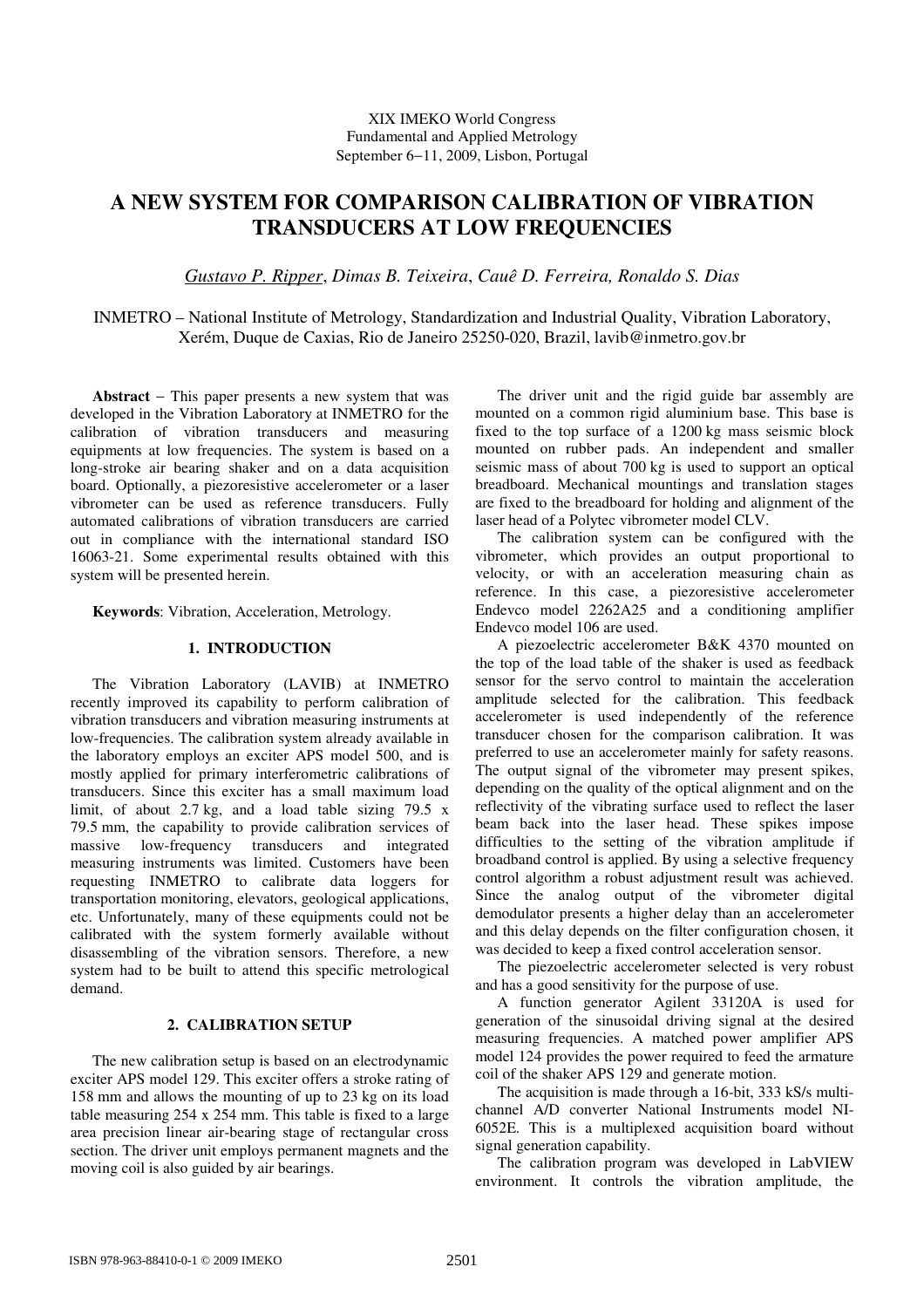XIX IMEKO World Congress
Fundamental and Applied Metrology
September 6−11, 2009, Lisbon, Portugal

# A NEW SYSTEM FOR COMPARISON CALIBRATION OF VIBRATION TRANSDUCERS AT LOW FREQUENCIES

*Gustavo P. Ripper, Dimas B. Teixeira, Cauê D. Ferreira, Ronaldo S. Dias*

INMETRO – National Institute of Metrology, Standardization and Industrial Quality, Vibration Laboratory, Xerém, Duque de Caxias, Rio de Janeiro 25250-020, Brazil, lavib@inmetro.gov.br

**Abstract** − This paper presents a new system that was developed in the Vibration Laboratory at INMETRO for the calibration of vibration transducers and measuring equipments at low frequencies. The system is based on a long-stroke air bearing shaker and on a data acquisition board. Optionally, a piezoresistive accelerometer or a laser vibrometer can be used as reference transducers. Fully automated calibrations of vibration transducers are carried out in compliance with the international standard ISO 16063-21. Some experimental results obtained with this system will be presented herein.

**Keywords**: Vibration, Acceleration, Metrology.

## 1. INTRODUCTION

The Vibration Laboratory (LAVIB) at INMETRO recently improved its capability to perform calibration of vibration transducers and vibration measuring instruments at low-frequencies. The calibration system already available in the laboratory employs an exciter APS model 500, and is mostly applied for primary interferometric calibrations of transducers. Since this exciter has a small maximum load limit, of about 2.7 kg, and a load table sizing 79.5 x 79.5 mm, the capability to provide calibration services of massive low-frequency transducers and integrated measuring instruments was limited. Customers have been requesting INMETRO to calibrate data loggers for transportation monitoring, elevators, geological applications, etc. Unfortunately, many of these equipments could not be calibrated with the system formerly available without disassembling of the vibration sensors. Therefore, a new system had to be built to attend this specific metrological demand.

## 2. CALIBRATION SETUP

The new calibration setup is based on an electrodynamic exciter APS model 129. This exciter offers a stroke rating of 158 mm and allows the mounting of up to 23 kg on its load table measuring 254 x 254 mm. This table is fixed to a large area precision linear air-bearing stage of rectangular cross section. The driver unit employs permanent magnets and the moving coil is also guided by air bearings.

The driver unit and the rigid guide bar assembly are mounted on a common rigid aluminium base. This base is fixed to the top surface of a 1200 kg mass seismic block mounted on rubber pads. An independent and smaller seismic mass of about 700 kg is used to support an optical breadboard. Mechanical mountings and translation stages are fixed to the breadboard for holding and alignment of the laser head of a Polytec vibrometer model CLV.

The calibration system can be configured with the vibrometer, which provides an output proportional to velocity, or with an acceleration measuring chain as reference. In this case, a piezoresistive accelerometer Endevco model 2262A25 and a conditioning amplifier Endevco model 106 are used.

A piezoelectric accelerometer B&K 4370 mounted on the top of the load table of the shaker is used as feedback sensor for the servo control to maintain the acceleration amplitude selected for the calibration. This feedback accelerometer is used independently of the reference transducer chosen for the comparison calibration. It was preferred to use an accelerometer mainly for safety reasons. The output signal of the vibrometer may present spikes, depending on the quality of the optical alignment and on the reflectivity of the vibrating surface used to reflect the laser beam back into the laser head. These spikes impose difficulties to the setting of the vibration amplitude if broadband control is applied. By using a selective frequency control algorithm a robust adjustment result was achieved. Since the analog output of the vibrometer digital demodulator presents a higher delay than an accelerometer and this delay depends on the filter configuration chosen, it was decided to keep a fixed control acceleration sensor.

The piezoelectric accelerometer selected is very robust and has a good sensitivity for the purpose of use.

A function generator Agilent 33120A is used for generation of the sinusoidal driving signal at the desired measuring frequencies. A matched power amplifier APS model 124 provides the power required to feed the armature coil of the shaker APS 129 and generate motion.

The acquisition is made through a 16-bit, 333 kS/s multi-channel A/D converter National Instruments model NI-6052E. This is a multiplexed acquisition board without signal generation capability.

The calibration program was developed in LabVIEW environment. It controls the vibration amplitude, the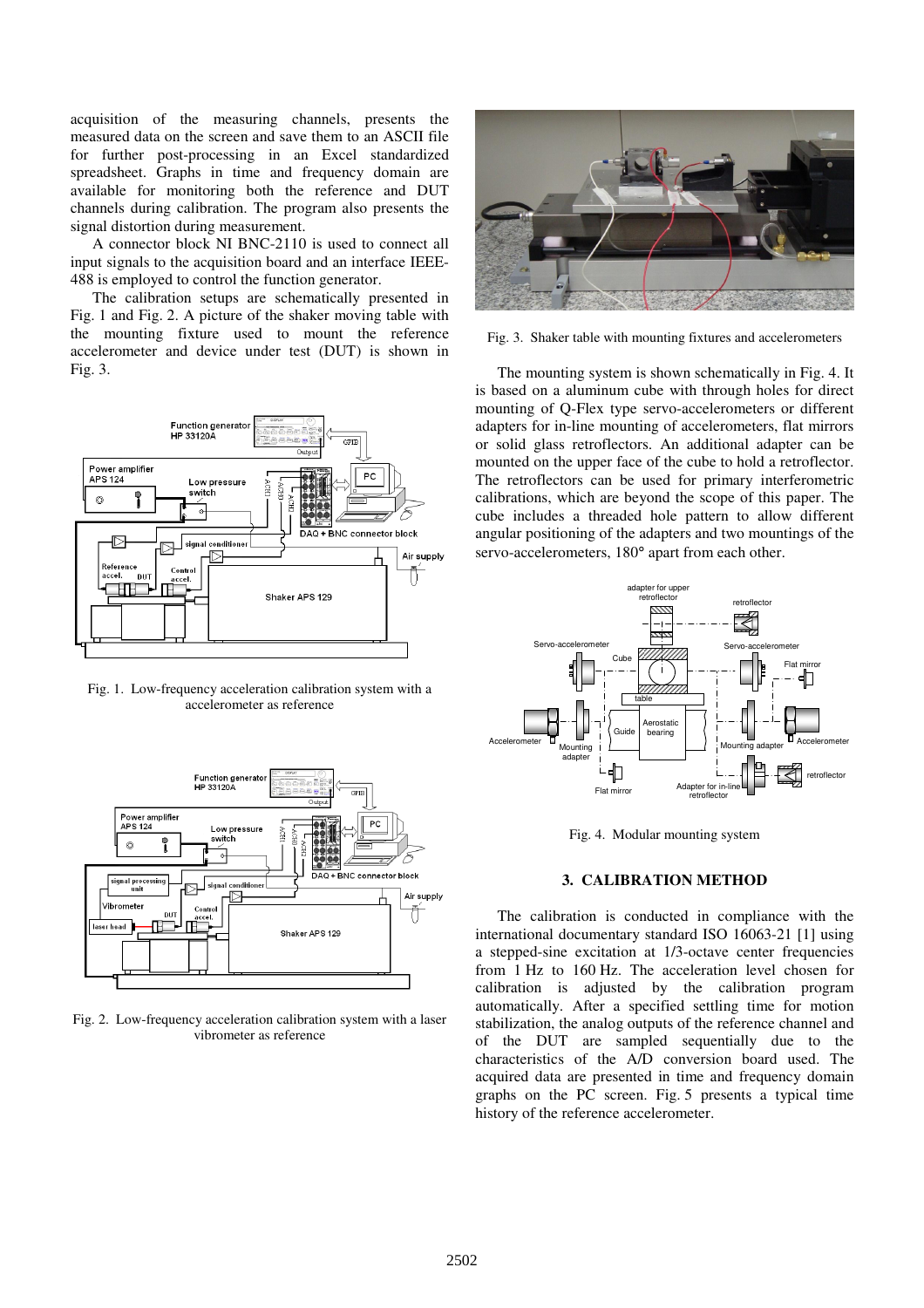acquisition of the measuring channels, presents the measured data on the screen and save them to an ASCII file for further post-processing in an Excel standardized spreadsheet. Graphs in time and frequency domain are available for monitoring both the reference and DUT channels during calibration. The program also presents the signal distortion during measurement.

A connector block NI BNC-2110 is used to connect all input signals to the acquisition board and an interface IEEE-488 is employed to control the function generator.

The calibration setups are schematically presented in Fig. 1 and Fig. 2. A picture of the shaker moving table with the mounting fixture used to mount the reference accelerometer and device under test (DUT) is shown in Fig. 3.

Fig. 1. Low-frequency acceleration calibration system with a accelerometer as reference

Fig. 2. Low-frequency acceleration calibration system with a laser vibrometer as reference

Fig. 3. Shaker table with mounting fixtures and accelerometers

The mounting system is shown schematically in Fig. 4. It is based on a aluminum cube with through holes for direct mounting of Q-Flex type servo-accelerometers or different adapters for in-line mounting of accelerometers, flat mirrors or solid glass retroflectors. An additional adapter can be mounted on the upper face of the cube to hold a retroflector. The retroflectors can be used for primary interferometric calibrations, which are beyond the scope of this paper. The cube includes a threaded hole pattern to allow different angular positioning of the adapters and two mountings of the servo-accelerometers, 180° apart from each other.

Fig. 4. Modular mounting system

## 3. CALIBRATION METHOD

The calibration is conducted in compliance with the international documentary standard ISO 16063-21 [1] using a stepped-sine excitation at 1/3-octave center frequencies from 1 Hz to 160 Hz. The acceleration level chosen for calibration is adjusted by the calibration program automatically. After a specified settling time for motion stabilization, the analog outputs of the reference channel and of the DUT are sampled sequentially due to the characteristics of the A/D conversion board used. The acquired data are presented in time and frequency domain graphs on the PC screen. Fig. 5 presents a typical time history of the reference accelerometer.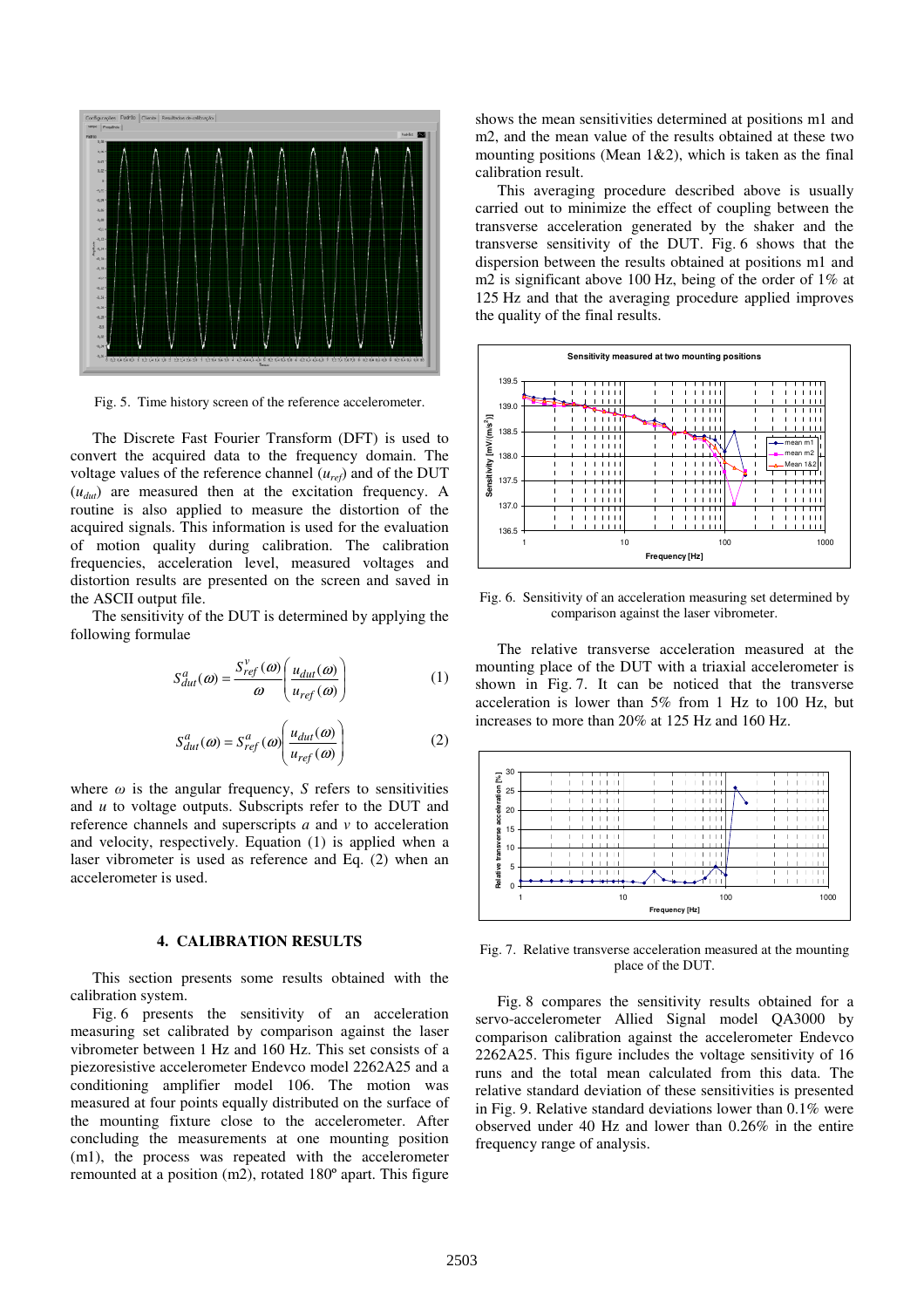Fig. 5. Time history screen of the reference accelerometer.

The Discrete Fast Fourier Transform (DFT) is used to convert the acquired data to the frequency domain. The voltage values of the reference channel ($u_{ref}$) and of the DUT ($u_{dut}$) are measured then at the excitation frequency. A routine is also applied to measure the distortion of the acquired signals. This information is used for the evaluation of motion quality during calibration. The calibration frequencies, acceleration level, measured voltages and distortion results are presented on the screen and saved in the ASCII output file.

The sensitivity of the DUT is determined by applying the following formulae

$$S_{dut}^{a}(\omega) = \frac{S_{ref}^{v}(\omega)}{\omega}\left(\frac{u_{dut}(\omega)}{u_{ref}(\omega)}\right) \tag{1}$$

$$S_{dut}^{a}(\omega) = S_{ref}^{a}(\omega)\left(\frac{u_{dut}(\omega)}{u_{ref}(\omega)}\right) \tag{2}$$

where $\omega$ is the angular frequency, $S$ refers to sensitivities and $u$ to voltage outputs. Subscripts refer to the DUT and reference channels and superscripts $a$ and $v$ to acceleration and velocity, respectively. Equation (1) is applied when a laser vibrometer is used as reference and Eq. (2) when an accelerometer is used.

## 4. CALIBRATION RESULTS

This section presents some results obtained with the calibration system.

Fig. 6 presents the sensitivity of an acceleration measuring set calibrated by comparison against the laser vibrometer between 1 Hz and 160 Hz. This set consists of a piezoresistive accelerometer Endevco model 2262A25 and a conditioning amplifier model 106. The motion was measured at four points equally distributed on the surface of the mounting fixture close to the accelerometer. After concluding the measurements at one mounting position (m1), the process was repeated with the accelerometer remounted at a position (m2), rotated 180º apart. This figure shows the mean sensitivities determined at positions m1 and m2, and the mean value of the results obtained at these two mounting positions (Mean 1&2), which is taken as the final calibration result.

This averaging procedure described above is usually carried out to minimize the effect of coupling between the transverse acceleration generated by the shaker and the transverse sensitivity of the DUT. Fig. 6 shows that the dispersion between the results obtained at positions m1 and m2 is significant above 100 Hz, being of the order of 1% at 125 Hz and that the averaging procedure applied improves the quality of the final results.

Fig. 6. Sensitivity of an acceleration measuring set determined by comparison against the laser vibrometer.

The relative transverse acceleration measured at the mounting place of the DUT with a triaxial accelerometer is shown in Fig. 7. It can be noticed that the transverse acceleration is lower than 5% from 1 Hz to 100 Hz, but increases to more than 20% at 125 Hz and 160 Hz.

Fig. 7. Relative transverse acceleration measured at the mounting place of the DUT.

Fig. 8 compares the sensitivity results obtained for a servo-accelerometer Allied Signal model QA3000 by comparison calibration against the accelerometer Endevco 2262A25. This figure includes the voltage sensitivity of 16 runs and the total mean calculated from this data. The relative standard deviation of these sensitivities is presented in Fig. 9. Relative standard deviations lower than 0.1% were observed under 40 Hz and lower than 0.26% in the entire frequency range of analysis.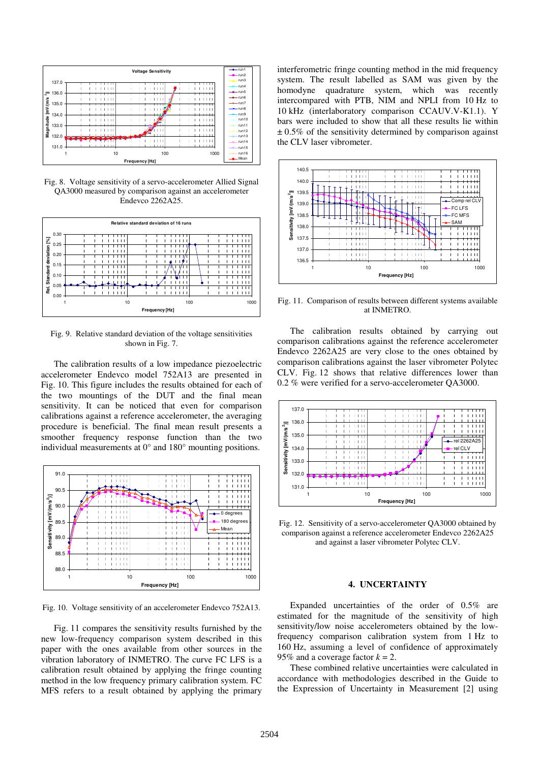Fig. 8. Voltage sensitivity of a servo-accelerometer Allied Signal QA3000 measured by comparison against an accelerometer Endevco 2262A25.

Fig. 9. Relative standard deviation of the voltage sensitivities shown in Fig. 7.

The calibration results of a low impedance piezoelectric accelerometer Endevco model 752A13 are presented in Fig. 10. This figure includes the results obtained for each of the two mountings of the DUT and the final mean sensitivity. It can be noticed that even for comparison calibrations against a reference accelerometer, the averaging procedure is beneficial. The final mean result presents a smoother frequency response function than the two individual measurements at 0° and 180° mounting positions.

Fig. 10. Voltage sensitivity of an accelerometer Endevco 752A13.

Fig. 11 compares the sensitivity results furnished by the new low-frequency comparison system described in this paper with the ones available from other sources in the vibration laboratory of INMETRO. The curve FC LFS is a calibration result obtained by applying the fringe counting method in the low frequency primary calibration system. FC MFS refers to a result obtained by applying the primary interferometric fringe counting method in the mid frequency system. The result labelled as SAM was given by the homodyne quadrature system, which was recently intercompared with PTB, NIM and NPLI from 10 Hz to 10 kHz (interlaboratory comparison CCAUV.V-K1.1). Y bars were included to show that all these results lie within ± 0.5% of the sensitivity determined by comparison against the CLV laser vibrometer.

Fig. 11. Comparison of results between different systems available at INMETRO.

The calibration results obtained by carrying out comparison calibrations against the reference accelerometer Endevco 2262A25 are very close to the ones obtained by comparison calibrations against the laser vibrometer Polytec CLV. Fig. 12 shows that relative differences lower than 0.2 % were verified for a servo-accelerometer QA3000.

Fig. 12. Sensitivity of a servo-accelerometer QA3000 obtained by comparison against a reference accelerometer Endevco 2262A25 and against a laser vibrometer Polytec CLV.

## 4. UNCERTAINTY

Expanded uncertainties of the order of 0.5% are estimated for the magnitude of the sensitivity of high sensitivity/low noise accelerometers obtained by the low-frequency comparison calibration system from 1 Hz to 160 Hz, assuming a level of confidence of approximately 95% and a coverage factor $k = 2$.

These combined relative uncertainties were calculated in accordance with methodologies described in the Guide to the Expression of Uncertainty in Measurement [2] using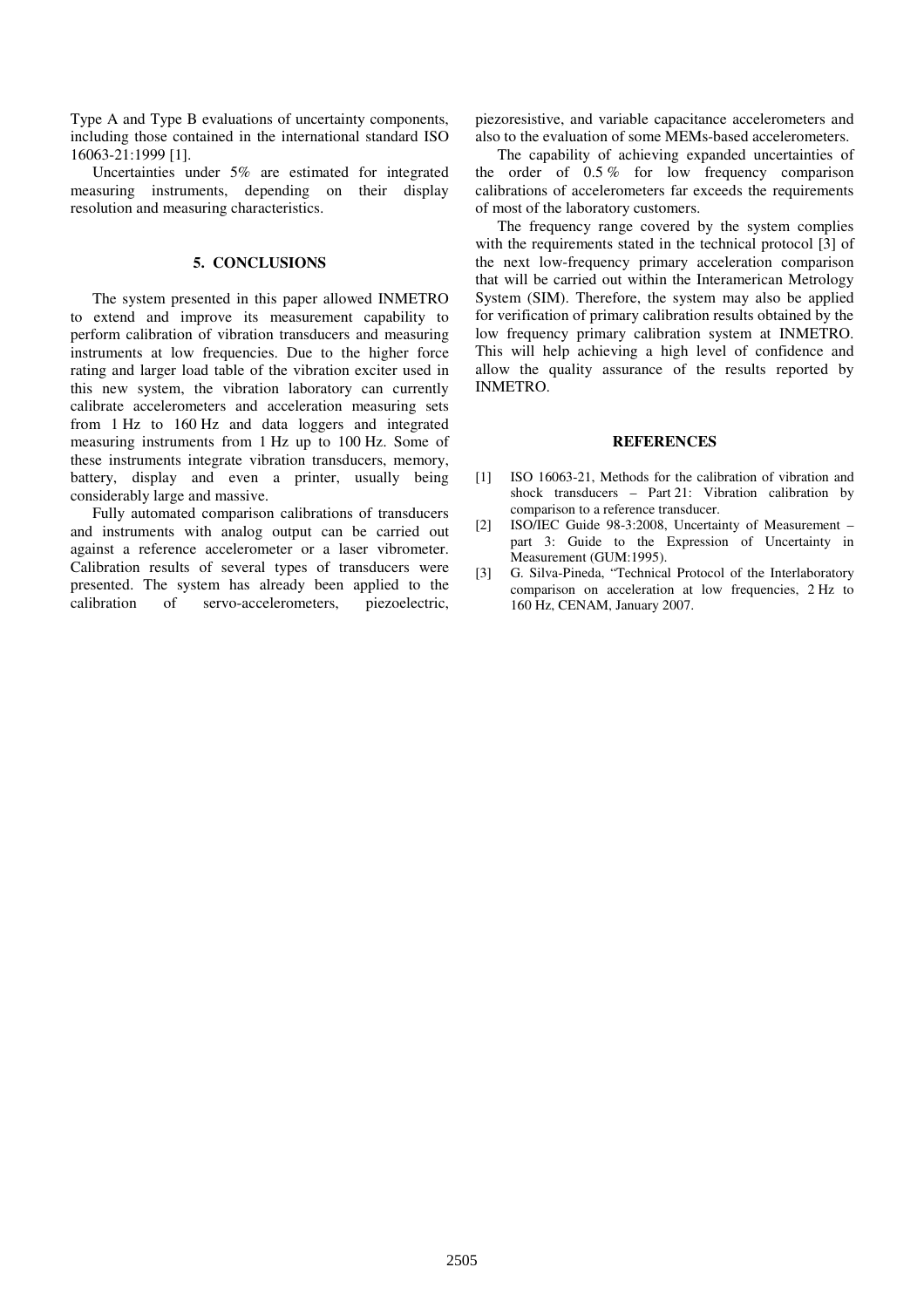Type A and Type B evaluations of uncertainty components, including those contained in the international standard ISO 16063-21:1999 [1].

Uncertainties under 5% are estimated for integrated measuring instruments, depending on their display resolution and measuring characteristics.

## 5. CONCLUSIONS

The system presented in this paper allowed INMETRO to extend and improve its measurement capability to perform calibration of vibration transducers and measuring instruments at low frequencies. Due to the higher force rating and larger load table of the vibration exciter used in this new system, the vibration laboratory can currently calibrate accelerometers and acceleration measuring sets from 1 Hz to 160 Hz and data loggers and integrated measuring instruments from 1 Hz up to 100 Hz. Some of these instruments integrate vibration transducers, memory, battery, display and even a printer, usually being considerably large and massive.

Fully automated comparison calibrations of transducers and instruments with analog output can be carried out against a reference accelerometer or a laser vibrometer. Calibration results of several types of transducers were presented. The system has already been applied to the calibration of servo-accelerometers, piezoelectric, piezoresistive, and variable capacitance accelerometers and also to the evaluation of some MEMs-based accelerometers.

The capability of achieving expanded uncertainties of the order of 0.5 % for low frequency comparison calibrations of accelerometers far exceeds the requirements of most of the laboratory customers.

The frequency range covered by the system complies with the requirements stated in the technical protocol [3] of the next low-frequency primary acceleration comparison that will be carried out within the Interamerican Metrology System (SIM). Therefore, the system may also be applied for verification of primary calibration results obtained by the low frequency primary calibration system at INMETRO. This will help achieving a high level of confidence and allow the quality assurance of the results reported by INMETRO.

## REFERENCES

[1] ISO 16063-21, Methods for the calibration of vibration and shock transducers – Part 21: Vibration calibration by comparison to a reference transducer.

[2] ISO/IEC Guide 98-3:2008, Uncertainty of Measurement – part 3: Guide to the Expression of Uncertainty in Measurement (GUM:1995).

[3] G. Silva-Pineda, "Technical Protocol of the Interlaboratory comparison on acceleration at low frequencies, 2 Hz to 160 Hz, CENAM, January 2007.